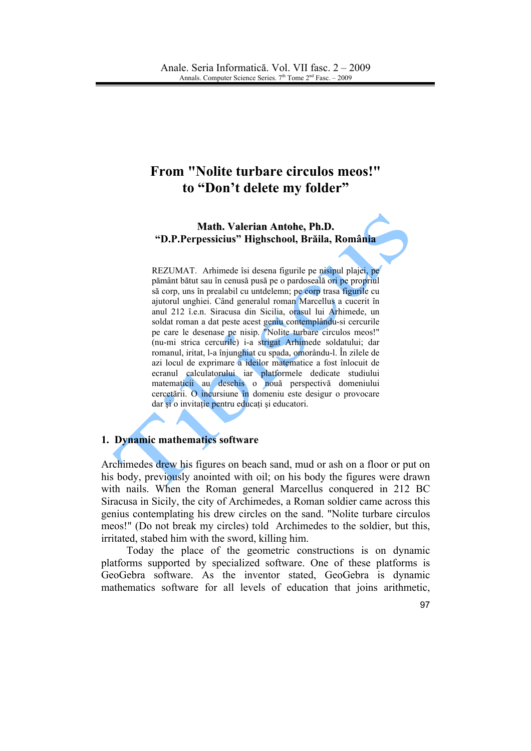# From "Nolite turbare circulos meos!" to "Don't delete my folder"

**Math. Valerian Antohe, Ph.D.**
**"D.P.Perpessicius" Highschool, Brăila, România**

REZUMAT. Arhimede își desena figurile pe nisipul plajei, pe pământ bătut sau în cenușă pusă pe o pardoseală ori pe propriul să corp, uns în prealabil cu untdelemn; pe corp trasa figurile cu ajutorul unghiei. Când generalul roman Marcellus a cucerit în anul 212 î.e.n. Siracusa din Sicilia, orasul lui Arhimede, un soldat roman a dat peste acest geniu contemplându-si cercurile pe care le desenase pe nisip. "Nolite turbare circulos meos!" (nu-mi strica cercurile) i-a strigat Arhimede soldatului; dar romanul, iritat, l-a înjunghiat cu spada, omorându-l. În zilele de azi locul de exprimare a ideilor matematice a fost înlocuit de ecranul calculatorului iar platformele dedicate studiului matematicii au deschis o nouă perspectivă domeniului cercetării. O incursiune în domeniu este desigur o provocare dar și o invitație pentru educați și educatori.

## 1. Dynamic mathematics software

Archimedes drew his figures on beach sand, mud or ash on a floor or put on his body, previously anointed with oil; on his body the figures were drawn with nails. When the Roman general Marcellus conquered in 212 BC Siracusa in Sicily, the city of Archimedes, a Roman soldier came across this genius contemplating his drew circles on the sand. "Nolite turbare circulos meos!" (Do not break my circles) told Archimedes to the soldier, but this, irritated, stabed him with the sword, killing him.

Today the place of the geometric constructions is on dynamic platforms supported by specialized software. One of these platforms is GeoGebra software. As the inventor stated, GeoGebra is dynamic mathematics software for all levels of education that joins arithmetic,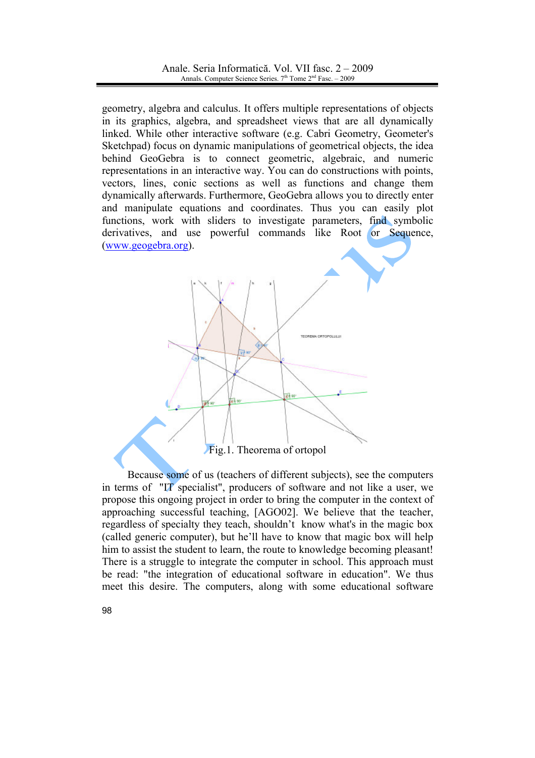geometry, algebra and calculus. It offers multiple representations of objects in its graphics, algebra, and spreadsheet views that are all dynamically linked. While other interactive software (e.g. Cabri Geometry, Geometer's Sketchpad) focus on dynamic manipulations of geometrical objects, the idea behind GeoGebra is to connect geometric, algebraic, and numeric representations in an interactive way. You can do constructions with points, vectors, lines, conic sections as well as functions and change them dynamically afterwards. Furthermore, GeoGebra allows you to directly enter and manipulate equations and coordinates. Thus you can easily plot functions, work with sliders to investigate parameters, find symbolic derivatives, and use powerful commands like Root or Sequence, (www.geogebra.org).

Fig.1. Theorema of ortopol

Because some of us (teachers of different subjects), see the computers in terms of "IT specialist", producers of software and not like a user, we propose this ongoing project in order to bring the computer in the context of approaching successful teaching, [AGO02]. We believe that the teacher, regardless of specialty they teach, shouldn't know what's in the magic box (called generic computer), but he'll have to know that magic box will help him to assist the student to learn, the route to knowledge becoming pleasant! There is a struggle to integrate the computer in school. This approach must be read: "the integration of educational software in education". We thus meet this desire. The computers, along with some educational software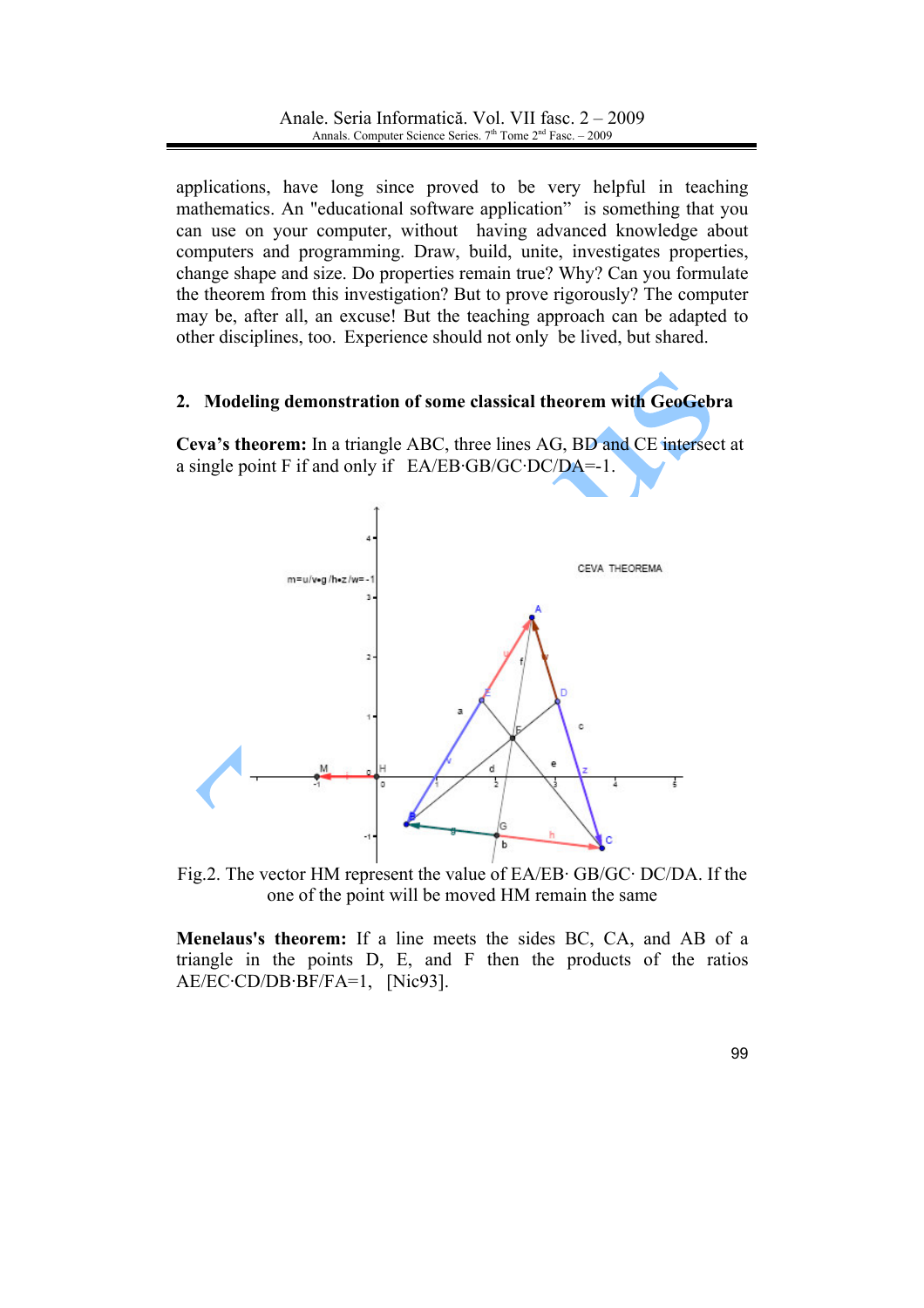applications, have long since proved to be very helpful in teaching mathematics. An "educational software application" is something that you can use on your computer, without having advanced knowledge about computers and programming. Draw, build, unite, investigates properties, change shape and size. Do properties remain true? Why? Can you formulate the theorem from this investigation? But to prove rigorously? The computer may be, after all, an excuse! But the teaching approach can be adapted to other disciplines, too. Experience should not only be lived, but shared.

## 2. Modeling demonstration of some classical theorem with GeoGebra

**Ceva's theorem:** In a triangle ABC, three lines AG, BD and CE intersect at a single point F if and only if EA/EB·GB/GC·DC/DA=-1.

Fig.2. The vector HM represent the value of EA/EB· GB/GC· DC/DA. If the one of the point will be moved HM remain the same

**Menelaus's theorem:** If a line meets the sides BC, CA, and AB of a triangle in the points D, E, and F then the products of the ratios AE/EC·CD/DB·BF/FA=1, [Nic93].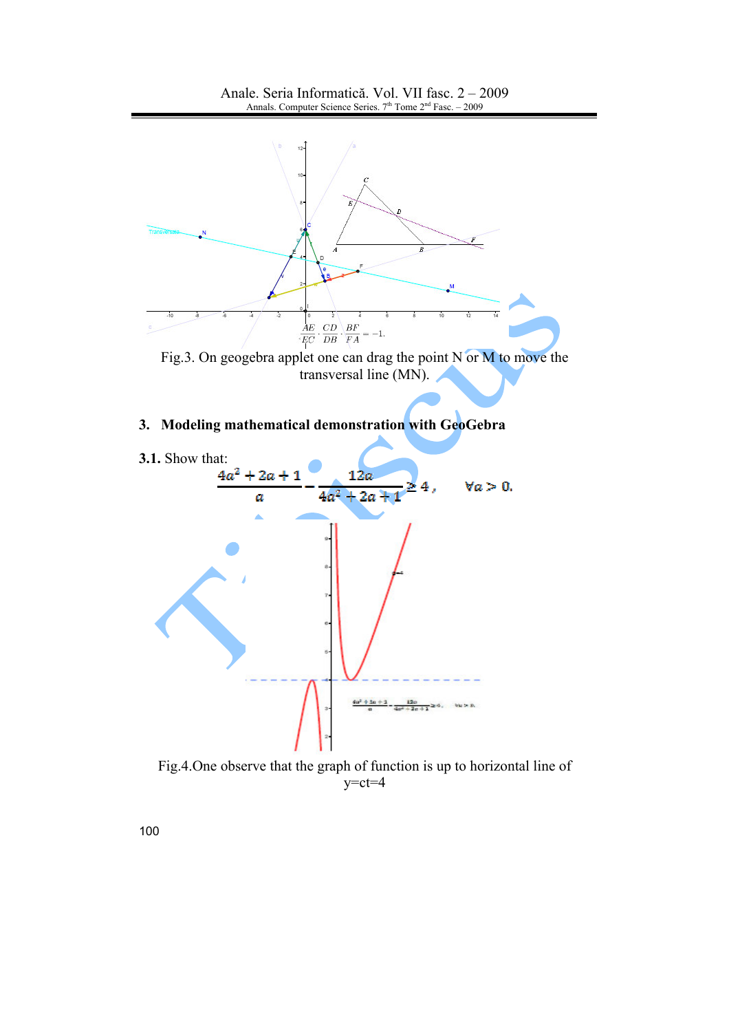$$\frac{AE}{EC} \cdot \frac{CD}{DB} \cdot \frac{BF}{FA} = -1.$$

Fig.3. On geogebra applet one can drag the point N or M to move the transversal line (MN).

## 3. Modeling mathematical demonstration with GeoGebra

**3.1.** Show that:

$$\frac{4a^2+2a+1}{a} - \frac{12a}{4a^2+2a+1} \geq 4, \qquad \forall a > 0.$$

Fig.4.One observe that the graph of function is up to horizontal line of y=ct=4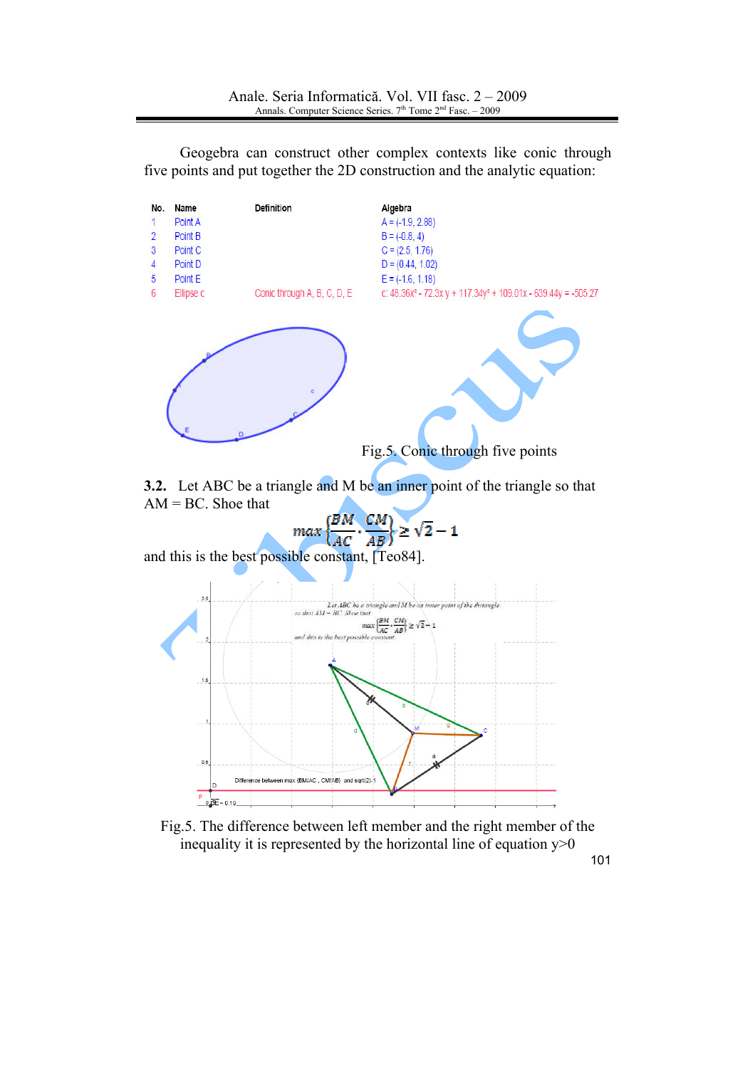Geogebra can construct other complex contexts like conic through five points and put together the 2D construction and the analytic equation:

| No. | Name | Definition | Algebra |
|---|---|---|---|
| 1 | Point A | | A = (-1.9, 2.88) |
| 2 | Point B | | B = (-0.8, 4) |
| 3 | Point C | | C = (2.5, 1.76) |
| 4 | Point D | | D = (0.44, 1.02) |
| 5 | Point E | | E = (-1.6, 1.18) |
| 6 | Ellipse c | Conic through A, B, C, D, E | c: 48.36x² - 72.3x y + 117.34y² + 109.01x - 639.44y = -505.27 |

Fig.5. Conic through five points

**3.2.** Let ABC be a triangle and M be an inner point of the triangle so that AM = BC. Shoe that

$$\max\left\{\frac{BM}{AC}, \frac{CM}{AB}\right\} \geq \sqrt{2} - 1$$

and this is the best possible constant, [Teo84].

Fig.5. The difference between left member and the right member of the inequality it is represented by the horizontal line of equation y>0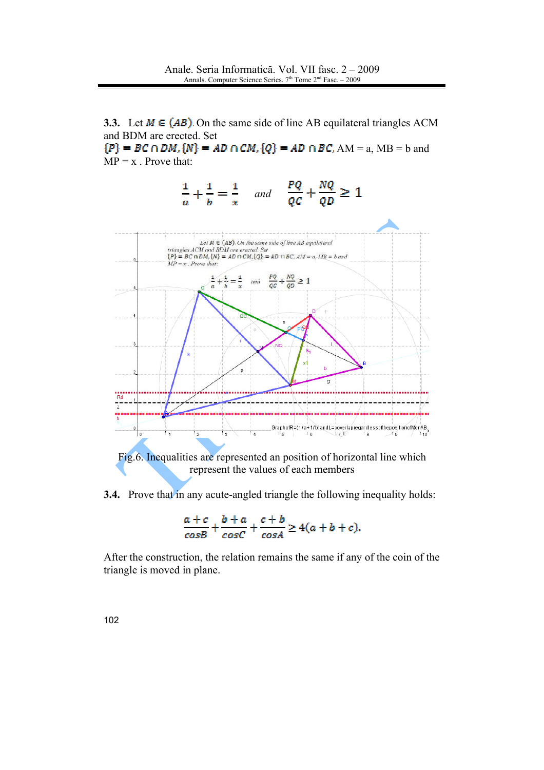**3.3.** Let $M \in (AB)$. On the same side of line AB equilateral triangles ACM and BDM are erected. Set $\{P\} = BC \cap DM, \{N\} = AD \cap CM, \{Q\} = AD \cap BC$, AM = a, MB = b and MP = x . Prove that:

$$\frac{1}{a} + \frac{1}{b} = \frac{1}{x} \quad and \quad \frac{PQ}{QC} + \frac{NQ}{QD} \geq 1$$

Fig.6. Inequalities are represented an position of horizontal line which represent the values of each members

**3.4.** Prove that in any acute-angled triangle the following inequality holds:

$$\frac{a+c}{cosB} + \frac{b+a}{cosC} + \frac{c+b}{cosA} \geq 4(a+b+c).$$

After the construction, the relation remains the same if any of the coin of the triangle is moved in plane.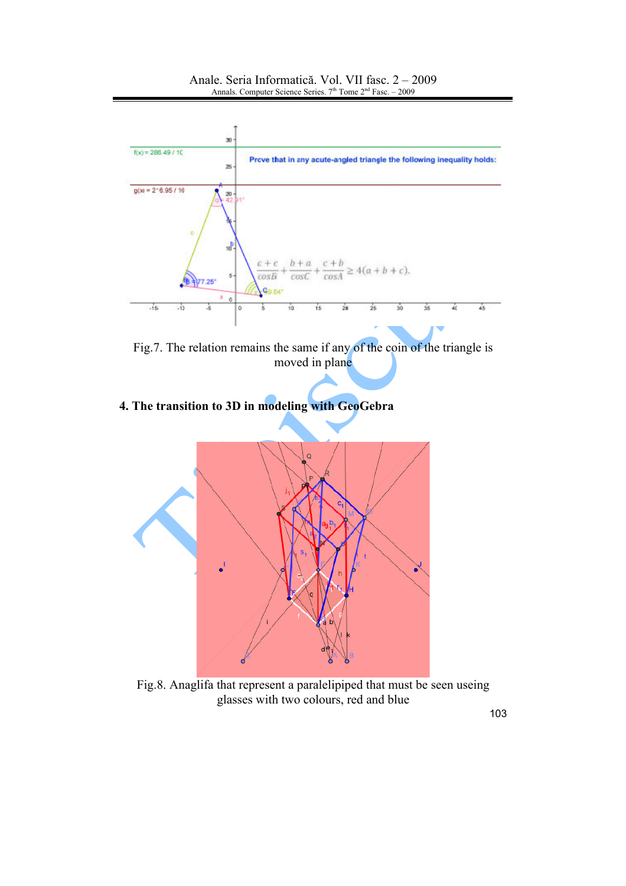Fig.7. The relation remains the same if any of the coin of the triangle is moved in plane

## 4. The transition to 3D in modeling with GeoGebra

Fig.8. Anaglifa that represent a paralelipiped that must be seen useing glasses with two colours, red and blue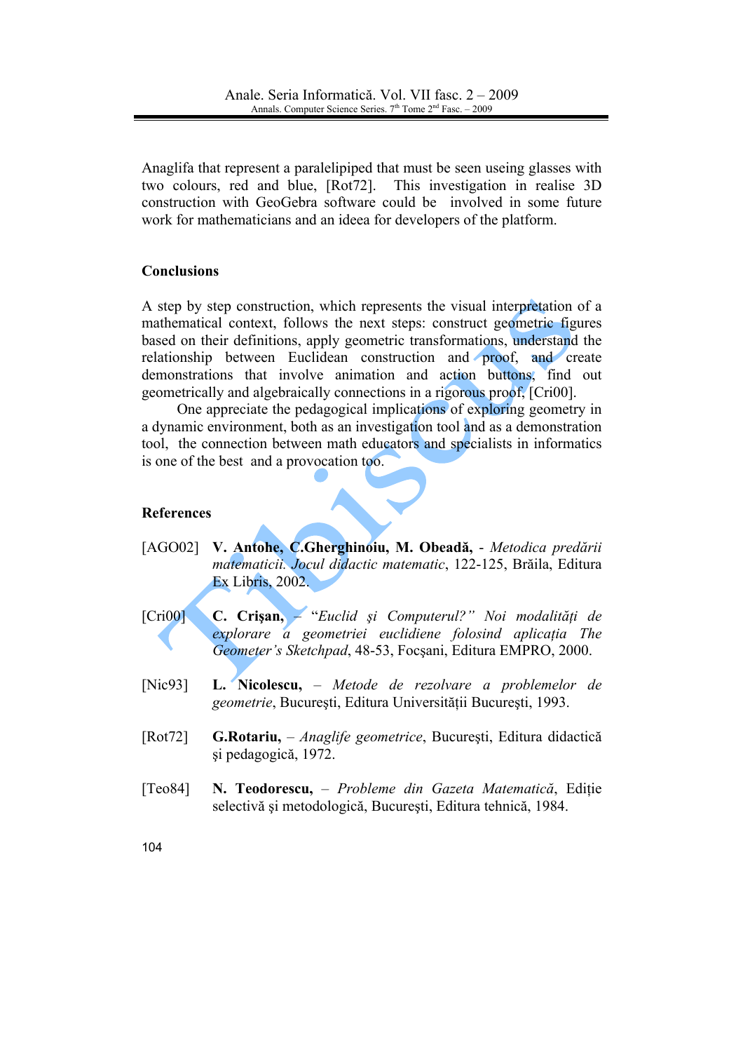Anaglifa that represent a paralelipiped that must be seen useing glasses with two colours, red and blue, [Rot72]. This investigation in realise 3D construction with GeoGebra software could be involved in some future work for mathematicians and an ideea for developers of the platform.

## Conclusions

A step by step construction, which represents the visual interpretation of a mathematical context, follows the next steps: construct geometric figures based on their definitions, apply geometric transformations, understand the relationship between Euclidean construction and proof, and create demonstrations that involve animation and action buttons, find out geometrically and algebraically connections in a rigorous proof, [Cri00].

One appreciate the pedagogical implications of exploring geometry in a dynamic environment, both as an investigation tool and as a demonstration tool, the connection between math educators and specialists in informatics is one of the best and a provocation too.

## References

[AGO02] **V. Antohe, C.Gherghinoiu, M. Obeadă,** - *Metodica predării matematicii. Jocul didactic matematic*, 122-125, Brăila, Editura Ex Libris, 2002.

[Cri00] **C. Crişan,** – "*Euclid şi Computerul?" Noi modalități de explorare a geometriei euclidiene folosind aplicația The Geometer's Sketchpad*, 48-53, Focşani, Editura EMPRO, 2000.

[Nic93] **L. Nicolescu,** – *Metode de rezolvare a problemelor de geometrie*, Bucureşti, Editura Universității Bucureşti, 1993.

[Rot72] **G.Rotariu,** – *Anaglife geometrice*, Bucureşti, Editura didactică şi pedagogică, 1972.

[Teo84] **N. Teodorescu,** – *Probleme din Gazeta Matematică*, Ediție selectivă şi metodologică, Bucureşti, Editura tehnică, 1984.